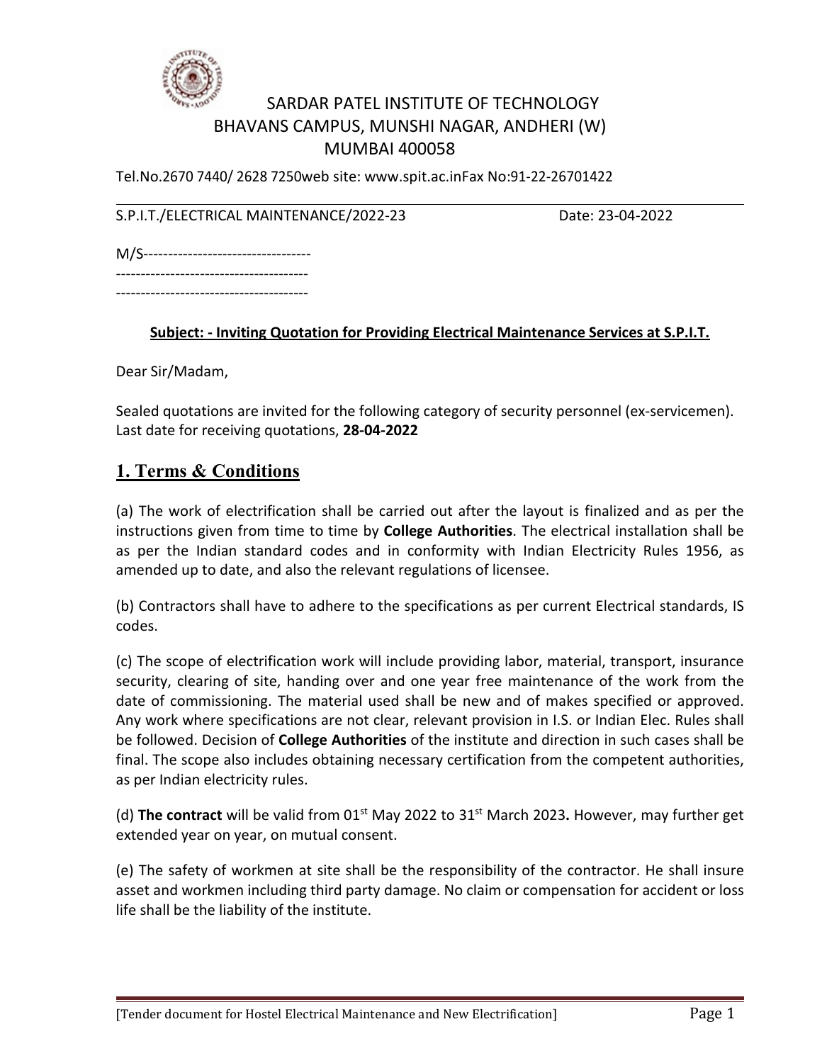# SARDAR PATEL INSTITUTE OF TECHNOLOGY
## BHAVANS CAMPUS, MUNSHI NAGAR, ANDHERI (W)
## MUMBAI 400058

Tel.No.2670 7440/ 2628 7250web site: www.spit.ac.inFax No:91-22-26701422

S.P.I.T./ELECTRICAL MAINTENANCE/2022-23 Date: 23-04-2022

M/S----------------------------------
---------------------------------------
---------------------------------------

**Subject: - Inviting Quotation for Providing Electrical Maintenance Services at S.P.I.T.**

Dear Sir/Madam,

Sealed quotations are invited for the following category of security personnel (ex-servicemen). Last date for receiving quotations, **28-04-2022**

## 1. Terms & Conditions

(a) The work of electrification shall be carried out after the layout is finalized and as per the instructions given from time to time by **College Authorities**. The electrical installation shall be as per the Indian standard codes and in conformity with Indian Electricity Rules 1956, as amended up to date, and also the relevant regulations of licensee.

(b) Contractors shall have to adhere to the specifications as per current Electrical standards, IS codes.

(c) The scope of electrification work will include providing labor, material, transport, insurance security, clearing of site, handing over and one year free maintenance of the work from the date of commissioning. The material used shall be new and of makes specified or approved. Any work where specifications are not clear, relevant provision in I.S. or Indian Elec. Rules shall be followed. Decision of **College Authorities** of the institute and direction in such cases shall be final. The scope also includes obtaining necessary certification from the competent authorities, as per Indian electricity rules.

(d) **The contract** will be valid from 01st May 2022 to 31st March 2023**.** However, may further get extended year on year, on mutual consent.

(e) The safety of workmen at site shall be the responsibility of the contractor. He shall insure asset and workmen including third party damage. No claim or compensation for accident or loss life shall be the liability of the institute.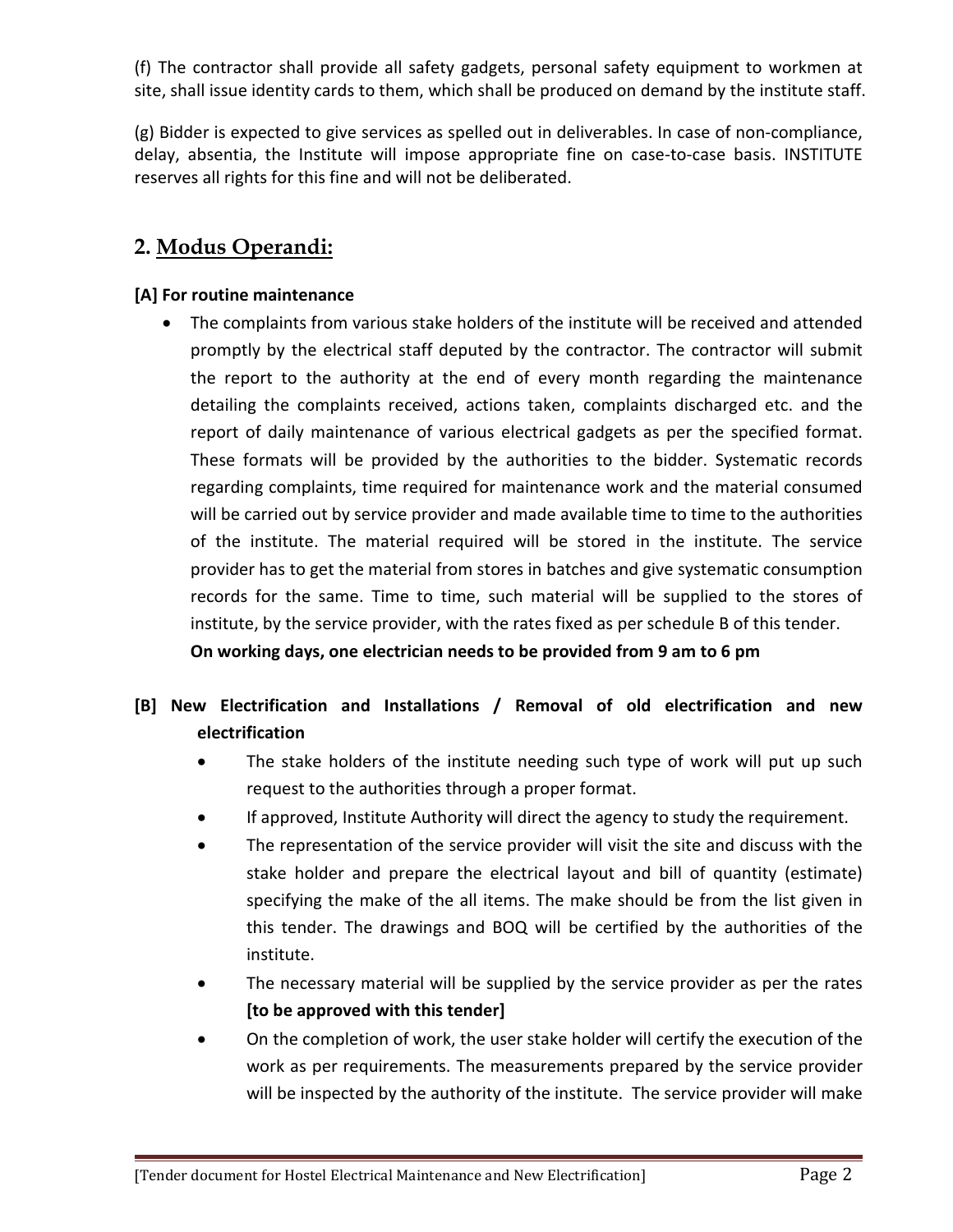(f) The contractor shall provide all safety gadgets, personal safety equipment to workmen at site, shall issue identity cards to them, which shall be produced on demand by the institute staff.

(g) Bidder is expected to give services as spelled out in deliverables. In case of non-compliance, delay, absentia, the Institute will impose appropriate fine on case-to-case basis. INSTITUTE reserves all rights for this fine and will not be deliberated.

## 2. Modus Operandi:

**[A] For routine maintenance**

- The complaints from various stake holders of the institute will be received and attended promptly by the electrical staff deputed by the contractor. The contractor will submit the report to the authority at the end of every month regarding the maintenance detailing the complaints received, actions taken, complaints discharged etc. and the report of daily maintenance of various electrical gadgets as per the specified format. These formats will be provided by the authorities to the bidder. Systematic records regarding complaints, time required for maintenance work and the material consumed will be carried out by service provider and made available time to time to the authorities of the institute. The material required will be stored in the institute. The service provider has to get the material from stores in batches and give systematic consumption records for the same. Time to time, such material will be supplied to the stores of institute, by the service provider, with the rates fixed as per schedule B of this tender.
  **On working days, one electrician needs to be provided from 9 am to 6 pm**

**[B] New Electrification and Installations / Removal of old electrification and new electrification**

- The stake holders of the institute needing such type of work will put up such request to the authorities through a proper format.
- If approved, Institute Authority will direct the agency to study the requirement.
- The representation of the service provider will visit the site and discuss with the stake holder and prepare the electrical layout and bill of quantity (estimate) specifying the make of the all items. The make should be from the list given in this tender. The drawings and BOQ will be certified by the authorities of the institute.
- The necessary material will be supplied by the service provider as per the rates **[to be approved with this tender]**
- On the completion of work, the user stake holder will certify the execution of the work as per requirements. The measurements prepared by the service provider will be inspected by the authority of the institute. The service provider will make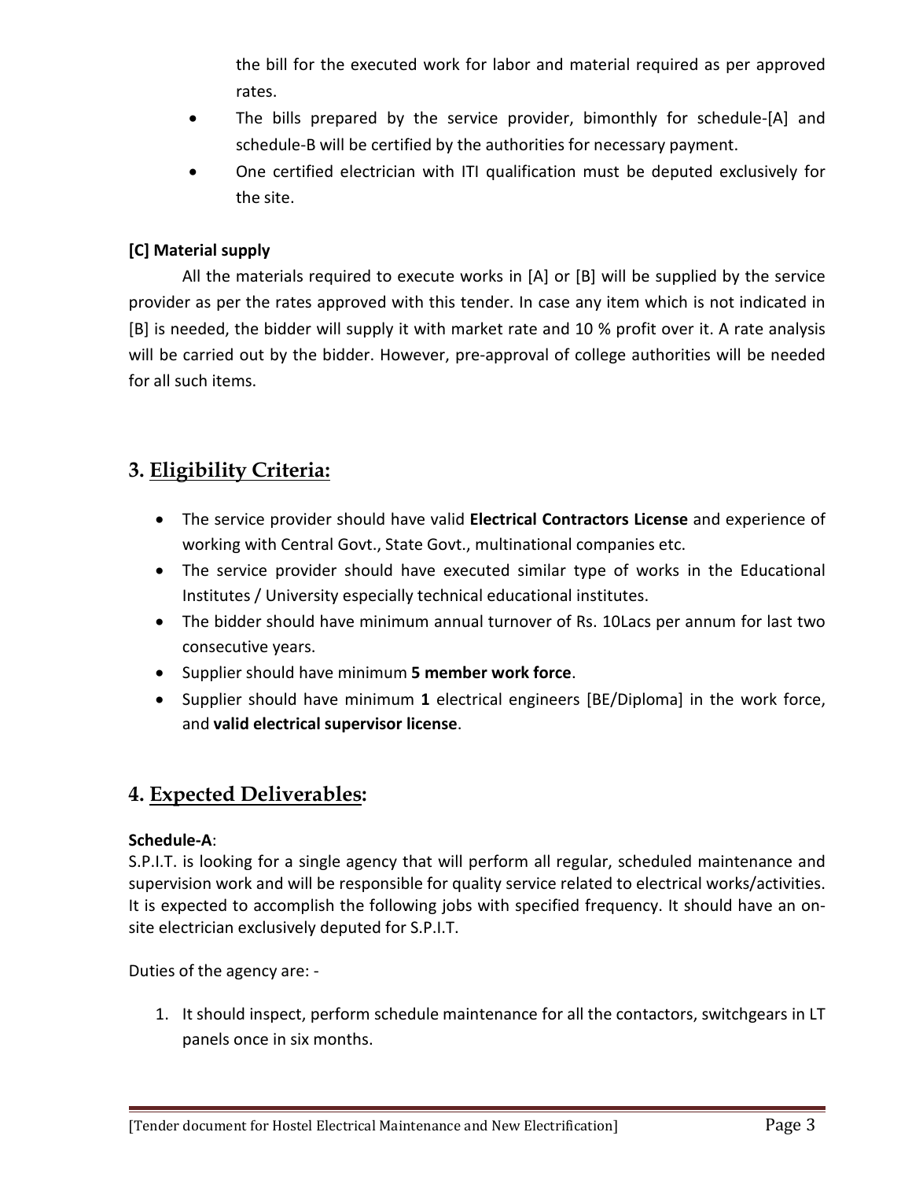the bill for the executed work for labor and material required as per approved rates.

- The bills prepared by the service provider, bimonthly for schedule-[A] and schedule-B will be certified by the authorities for necessary payment.
- One certified electrician with ITI qualification must be deputed exclusively for the site.

**[C] Material supply**

All the materials required to execute works in [A] or [B] will be supplied by the service provider as per the rates approved with this tender. In case any item which is not indicated in [B] is needed, the bidder will supply it with market rate and 10 % profit over it. A rate analysis will be carried out by the bidder. However, pre-approval of college authorities will be needed for all such items.

## 3. Eligibility Criteria:

- The service provider should have valid **Electrical Contractors License** and experience of working with Central Govt., State Govt., multinational companies etc.
- The service provider should have executed similar type of works in the Educational Institutes / University especially technical educational institutes.
- The bidder should have minimum annual turnover of Rs. 10Lacs per annum for last two consecutive years.
- Supplier should have minimum **5 member work force**.
- Supplier should have minimum **1** electrical engineers [BE/Diploma] in the work force, and **valid electrical supervisor license**.

## 4. Expected Deliverables:

**Schedule-A**:
S.P.I.T. is looking for a single agency that will perform all regular, scheduled maintenance and supervision work and will be responsible for quality service related to electrical works/activities. It is expected to accomplish the following jobs with specified frequency. It should have an on-site electrician exclusively deputed for S.P.I.T.

Duties of the agency are: -

1. It should inspect, perform schedule maintenance for all the contactors, switchgears in LT panels once in six months.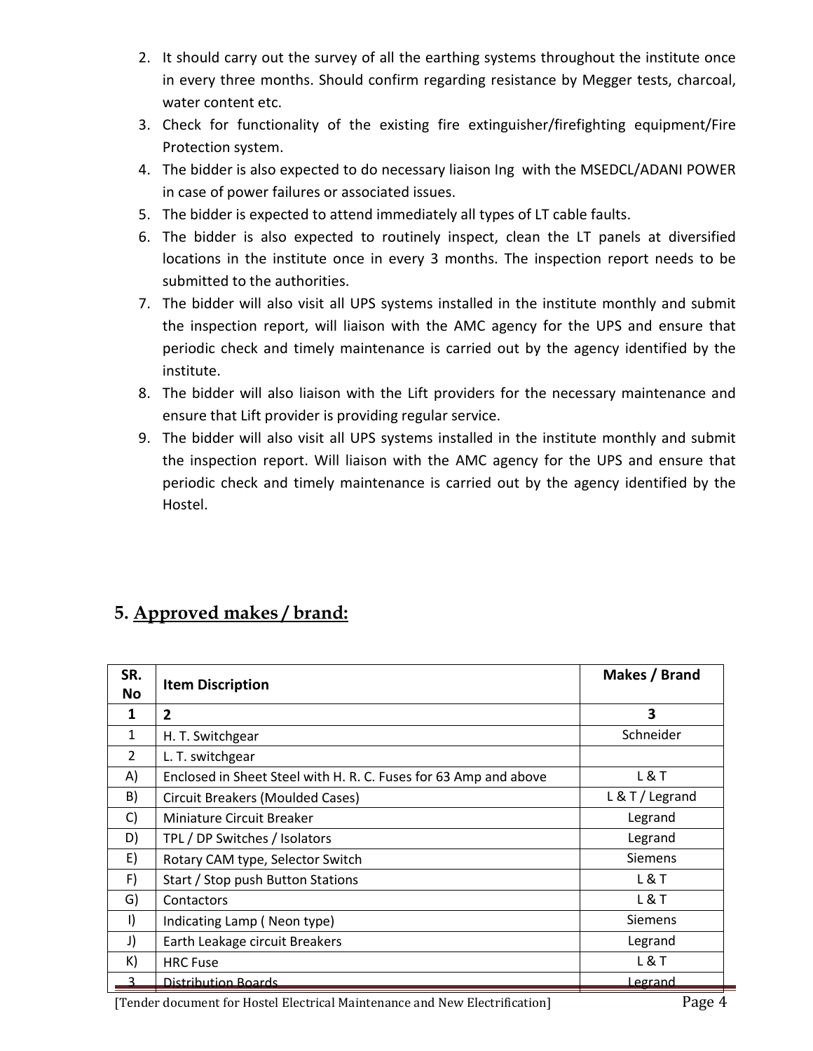2. It should carry out the survey of all the earthing systems throughout the institute once in every three months. Should confirm regarding resistance by Megger tests, charcoal, water content etc.
3. Check for functionality of the existing fire extinguisher/firefighting equipment/Fire Protection system.
4. The bidder is also expected to do necessary liaison Ing with the MSEDCL/ADANI POWER in case of power failures or associated issues.
5. The bidder is expected to attend immediately all types of LT cable faults.
6. The bidder is also expected to routinely inspect, clean the LT panels at diversified locations in the institute once in every 3 months. The inspection report needs to be submitted to the authorities.
7. The bidder will also visit all UPS systems installed in the institute monthly and submit the inspection report, will liaison with the AMC agency for the UPS and ensure that periodic check and timely maintenance is carried out by the agency identified by the institute.
8. The bidder will also liaison with the Lift providers for the necessary maintenance and ensure that Lift provider is providing regular service.
9. The bidder will also visit all UPS systems installed in the institute monthly and submit the inspection report. Will liaison with the AMC agency for the UPS and ensure that periodic check and timely maintenance is carried out by the agency identified by the Hostel.

## 5. Approved makes / brand:

| SR. No | Item Discription | Makes / Brand |
|---|---|---|
| 1 | 2 | 3 |
| 1 | H. T. Switchgear | Schneider |
| 2 | L. T. switchgear | |
| A) | Enclosed in Sheet Steel with H. R. C. Fuses for 63 Amp and above | L & T |
| B) | Circuit Breakers (Moulded Cases) | L & T / Legrand |
| C) | Miniature Circuit Breaker | Legrand |
| D) | TPL / DP Switches / Isolators | Legrand |
| E) | Rotary CAM type, Selector Switch | Siemens |
| F) | Start / Stop push Button Stations | L & T |
| G) | Contactors | L & T |
| I) | Indicating Lamp ( Neon type) | Siemens |
| J) | Earth Leakage circuit Breakers | Legrand |
| K) | HRC Fuse | L & T |
| 3 | Distribution Boards | Legrand |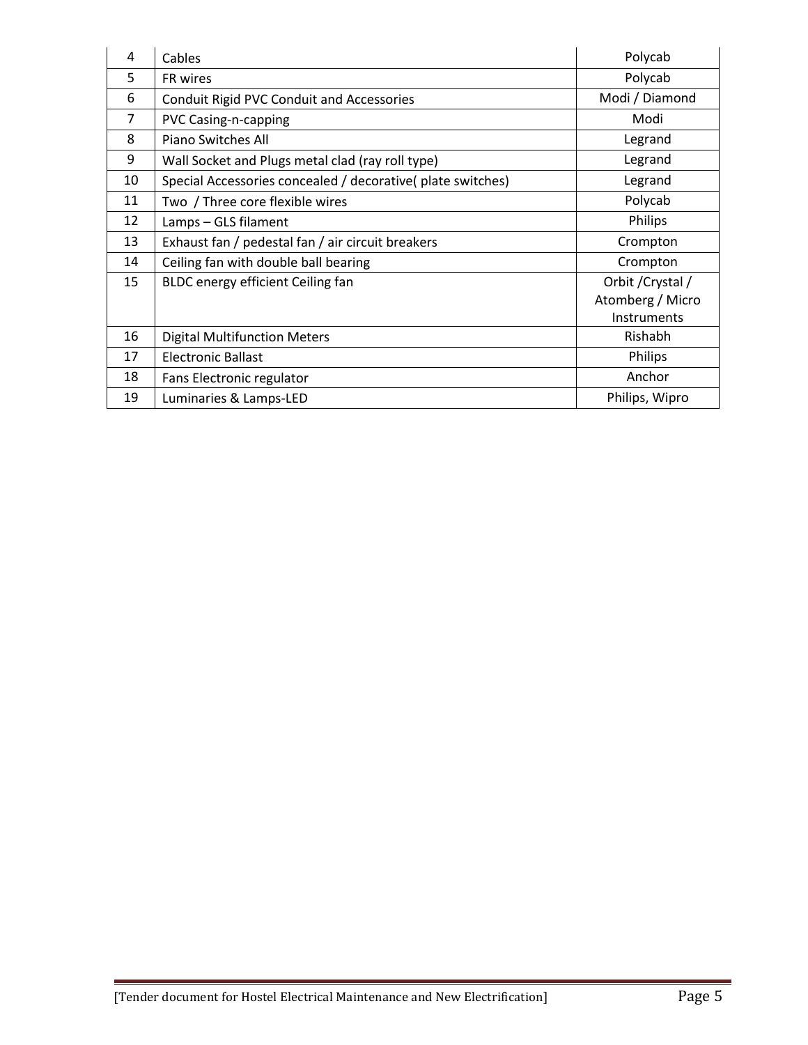| | | |
|---|---|---|
| 4 | Cables | Polycab |
| 5 | FR wires | Polycab |
| 6 | Conduit Rigid PVC Conduit and Accessories | Modi / Diamond |
| 7 | PVC Casing-n-capping | Modi |
| 8 | Piano Switches All | Legrand |
| 9 | Wall Socket and Plugs metal clad (ray roll type) | Legrand |
| 10 | Special Accessories concealed / decorative( plate switches) | Legrand |
| 11 | Two / Three core flexible wires | Polycab |
| 12 | Lamps – GLS filament | Philips |
| 13 | Exhaust fan / pedestal fan / air circuit breakers | Crompton |
| 14 | Ceiling fan with double ball bearing | Crompton |
| 15 | BLDC energy efficient Ceiling fan | Orbit /Crystal / Atomberg / Micro Instruments |
| 16 | Digital Multifunction Meters | Rishabh |
| 17 | Electronic Ballast | Philips |
| 18 | Fans Electronic regulator | Anchor |
| 19 | Luminaries & Lamps-LED | Philips, Wipro |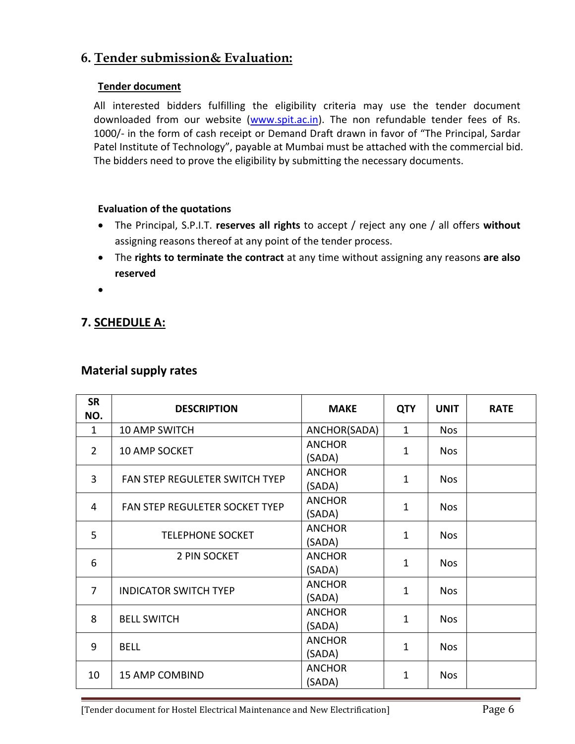## 6. Tender submission& Evaluation:

**Tender document**

All interested bidders fulfilling the eligibility criteria may use the tender document downloaded from our website (www.spit.ac.in). The non refundable tender fees of Rs. 1000/- in the form of cash receipt or Demand Draft drawn in favor of "The Principal, Sardar Patel Institute of Technology", payable at Mumbai must be attached with the commercial bid. The bidders need to prove the eligibility by submitting the necessary documents.

**Evaluation of the quotations**

- The Principal, S.P.I.T. **reserves all rights** to accept / reject any one / all offers **without** assigning reasons thereof at any point of the tender process.
- The **rights to terminate the contract** at any time without assigning any reasons **are also reserved**
-

## 7. SCHEDULE A:

### Material supply rates

| SR NO. | DESCRIPTION | MAKE | QTY | UNIT | RATE |
|---|---|---|---|---|---|
| 1 | 10 AMP SWITCH | ANCHOR(SADA) | 1 | Nos | |
| 2 | 10 AMP SOCKET | ANCHOR (SADA) | 1 | Nos | |
| 3 | FAN STEP REGULETER SWITCH TYEP | ANCHOR (SADA) | 1 | Nos | |
| 4 | FAN STEP REGULETER SOCKET TYEP | ANCHOR (SADA) | 1 | Nos | |
| 5 | TELEPHONE SOCKET | ANCHOR (SADA) | 1 | Nos | |
| 6 | 2 PIN SOCKET | ANCHOR (SADA) | 1 | Nos | |
| 7 | INDICATOR SWITCH TYEP | ANCHOR (SADA) | 1 | Nos | |
| 8 | BELL SWITCH | ANCHOR (SADA) | 1 | Nos | |
| 9 | BELL | ANCHOR (SADA) | 1 | Nos | |
| 10 | 15 AMP COMBIND | ANCHOR (SADA) | 1 | Nos | |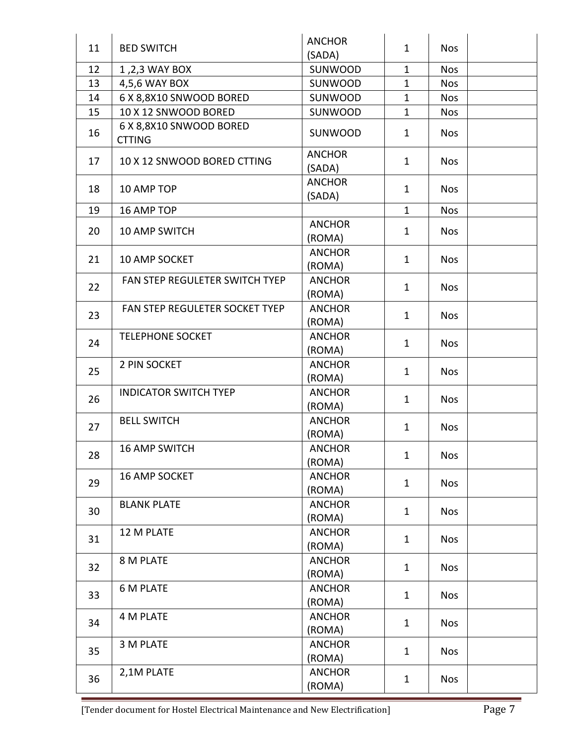| | | | | | |
|---|---|---|---|---|---|
| 11 | BED SWITCH | ANCHOR (SADA) | 1 | Nos | |
| 12 | 1 ,2,3 WAY BOX | SUNWOOD | 1 | Nos | |
| 13 | 4,5,6 WAY BOX | SUNWOOD | 1 | Nos | |
| 14 | 6 X 8,8X10 SNWOOD BORED | SUNWOOD | 1 | Nos | |
| 15 | 10 X 12 SNWOOD BORED | SUNWOOD | 1 | Nos | |
| 16 | 6 X 8,8X10 SNWOOD BORED CTTING | SUNWOOD | 1 | Nos | |
| 17 | 10 X 12 SNWOOD BORED CTTING | ANCHOR (SADA) | 1 | Nos | |
| 18 | 10 AMP TOP | ANCHOR (SADA) | 1 | Nos | |
| 19 | 16 AMP TOP | | 1 | Nos | |
| 20 | 10 AMP SWITCH | ANCHOR (ROMA) | 1 | Nos | |
| 21 | 10 AMP SOCKET | ANCHOR (ROMA) | 1 | Nos | |
| 22 | FAN STEP REGULETER SWITCH TYEP | ANCHOR (ROMA) | 1 | Nos | |
| 23 | FAN STEP REGULETER SOCKET TYEP | ANCHOR (ROMA) | 1 | Nos | |
| 24 | TELEPHONE SOCKET | ANCHOR (ROMA) | 1 | Nos | |
| 25 | 2 PIN SOCKET | ANCHOR (ROMA) | 1 | Nos | |
| 26 | INDICATOR SWITCH TYEP | ANCHOR (ROMA) | 1 | Nos | |
| 27 | BELL SWITCH | ANCHOR (ROMA) | 1 | Nos | |
| 28 | 16 AMP SWITCH | ANCHOR (ROMA) | 1 | Nos | |
| 29 | 16 AMP SOCKET | ANCHOR (ROMA) | 1 | Nos | |
| 30 | BLANK PLATE | ANCHOR (ROMA) | 1 | Nos | |
| 31 | 12 M PLATE | ANCHOR (ROMA) | 1 | Nos | |
| 32 | 8 M PLATE | ANCHOR (ROMA) | 1 | Nos | |
| 33 | 6 M PLATE | ANCHOR (ROMA) | 1 | Nos | |
| 34 | 4 M PLATE | ANCHOR (ROMA) | 1 | Nos | |
| 35 | 3 M PLATE | ANCHOR (ROMA) | 1 | Nos | |
| 36 | 2,1M PLATE | ANCHOR (ROMA) | 1 | Nos | |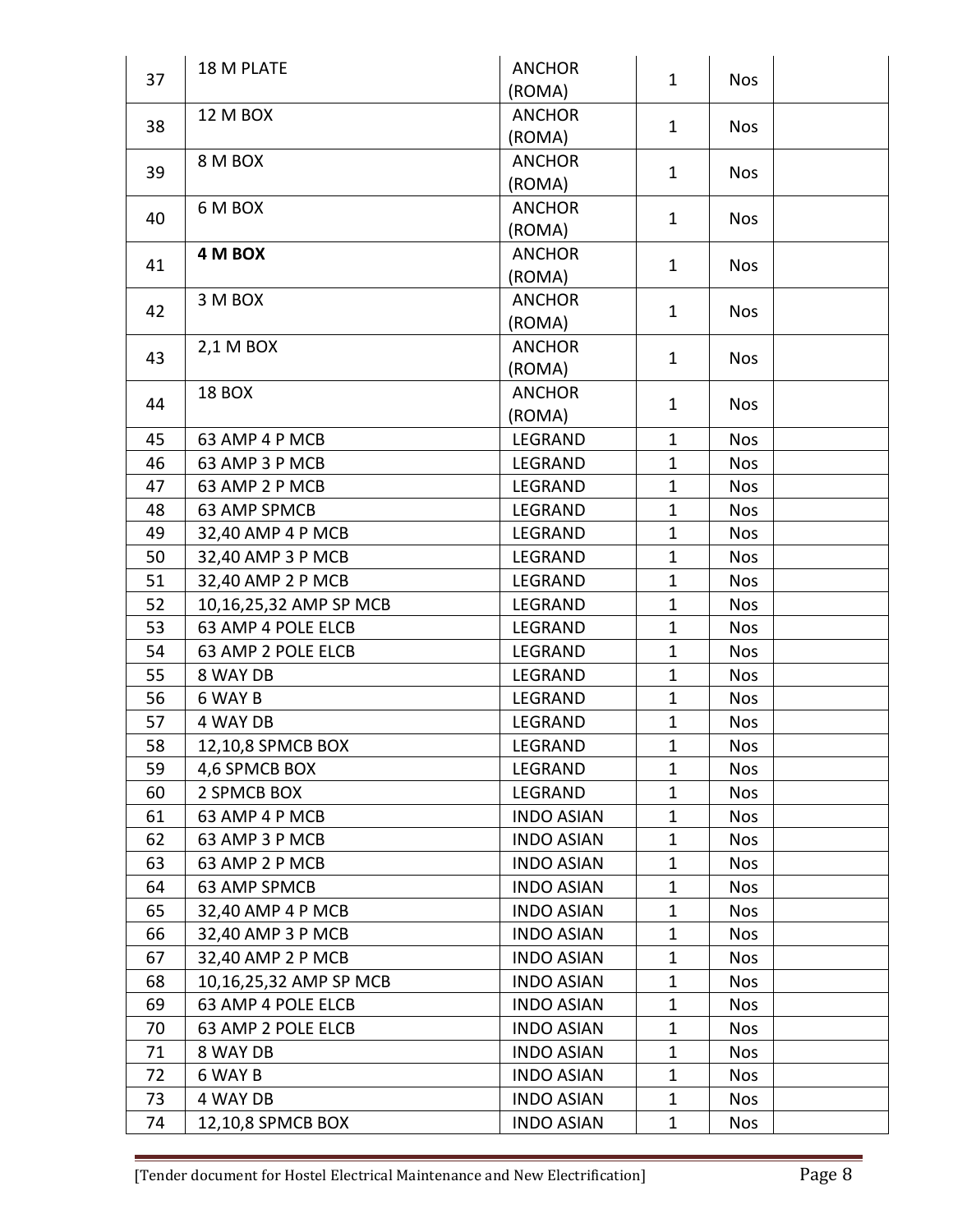| 37 | 18 M PLATE | ANCHOR (ROMA) | 1 | Nos | |
|---|---|---|---|---|---|
| 38 | 12 M BOX | ANCHOR (ROMA) | 1 | Nos | |
| 39 | 8 M BOX | ANCHOR (ROMA) | 1 | Nos | |
| 40 | 6 M BOX | ANCHOR (ROMA) | 1 | Nos | |
| 41 | **4 M BOX** | ANCHOR (ROMA) | 1 | Nos | |
| 42 | 3 M BOX | ANCHOR (ROMA) | 1 | Nos | |
| 43 | 2,1 M BOX | ANCHOR (ROMA) | 1 | Nos | |
| 44 | 18 BOX | ANCHOR (ROMA) | 1 | Nos | |
| 45 | 63 AMP 4 P MCB | LEGRAND | 1 | Nos | |
| 46 | 63 AMP 3 P MCB | LEGRAND | 1 | Nos | |
| 47 | 63 AMP 2 P MCB | LEGRAND | 1 | Nos | |
| 48 | 63 AMP SPMCB | LEGRAND | 1 | Nos | |
| 49 | 32,40 AMP 4 P MCB | LEGRAND | 1 | Nos | |
| 50 | 32,40 AMP 3 P MCB | LEGRAND | 1 | Nos | |
| 51 | 32,40 AMP 2 P MCB | LEGRAND | 1 | Nos | |
| 52 | 10,16,25,32 AMP SP MCB | LEGRAND | 1 | Nos | |
| 53 | 63 AMP 4 POLE ELCB | LEGRAND | 1 | Nos | |
| 54 | 63 AMP 2 POLE ELCB | LEGRAND | 1 | Nos | |
| 55 | 8 WAY DB | LEGRAND | 1 | Nos | |
| 56 | 6 WAY B | LEGRAND | 1 | Nos | |
| 57 | 4 WAY DB | LEGRAND | 1 | Nos | |
| 58 | 12,10,8 SPMCB BOX | LEGRAND | 1 | Nos | |
| 59 | 4,6 SPMCB BOX | LEGRAND | 1 | Nos | |
| 60 | 2 SPMCB BOX | LEGRAND | 1 | Nos | |
| 61 | 63 AMP 4 P MCB | INDO ASIAN | 1 | Nos | |
| 62 | 63 AMP 3 P MCB | INDO ASIAN | 1 | Nos | |
| 63 | 63 AMP 2 P MCB | INDO ASIAN | 1 | Nos | |
| 64 | 63 AMP SPMCB | INDO ASIAN | 1 | Nos | |
| 65 | 32,40 AMP 4 P MCB | INDO ASIAN | 1 | Nos | |
| 66 | 32,40 AMP 3 P MCB | INDO ASIAN | 1 | Nos | |
| 67 | 32,40 AMP 2 P MCB | INDO ASIAN | 1 | Nos | |
| 68 | 10,16,25,32 AMP SP MCB | INDO ASIAN | 1 | Nos | |
| 69 | 63 AMP 4 POLE ELCB | INDO ASIAN | 1 | Nos | |
| 70 | 63 AMP 2 POLE ELCB | INDO ASIAN | 1 | Nos | |
| 71 | 8 WAY DB | INDO ASIAN | 1 | Nos | |
| 72 | 6 WAY B | INDO ASIAN | 1 | Nos | |
| 73 | 4 WAY DB | INDO ASIAN | 1 | Nos | |
| 74 | 12,10,8 SPMCB BOX | INDO ASIAN | 1 | Nos | |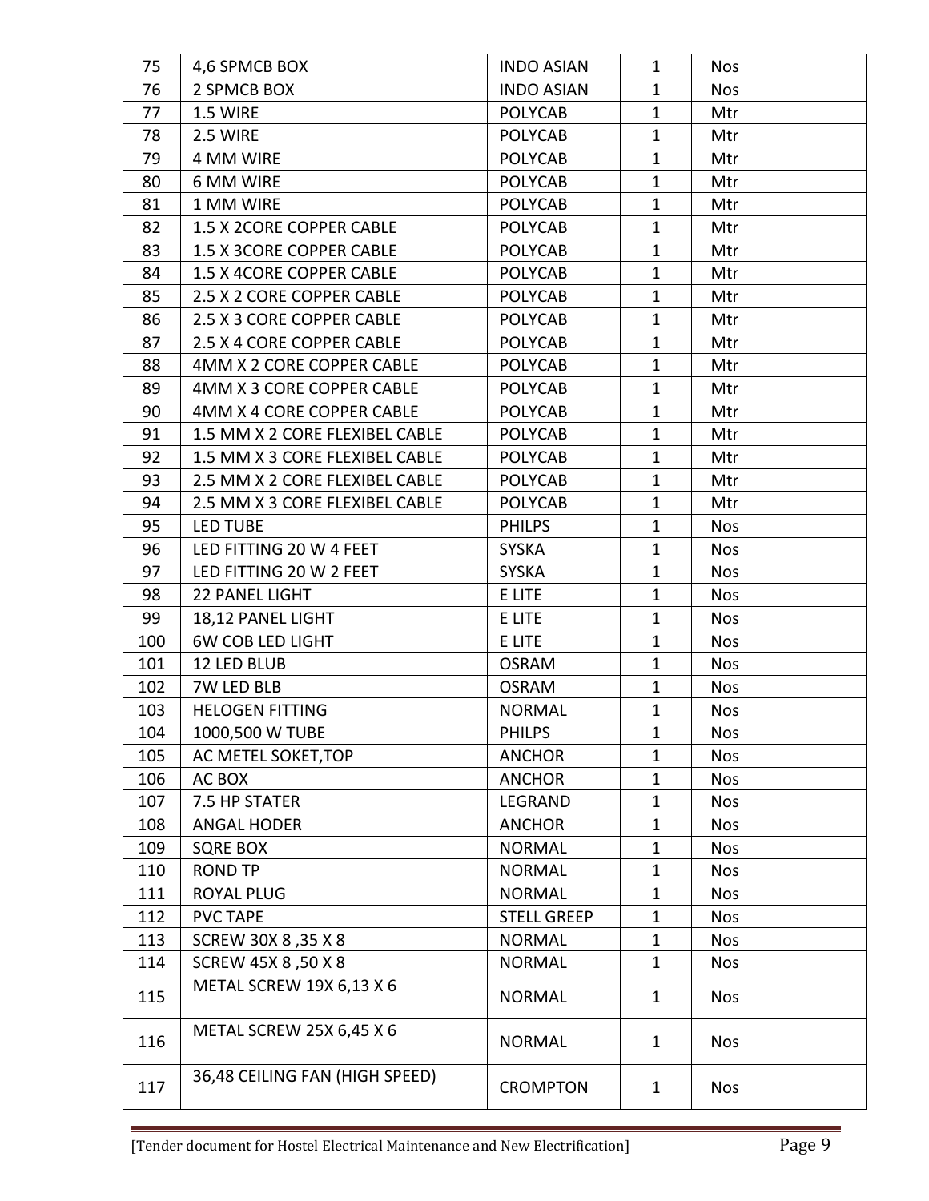| 75 | 4,6 SPMCB BOX | INDO ASIAN | 1 | Nos | |
|---|---|---|---|---|---|
| 76 | 2 SPMCB BOX | INDO ASIAN | 1 | Nos | |
| 77 | 1.5 WIRE | POLYCAB | 1 | Mtr | |
| 78 | 2.5 WIRE | POLYCAB | 1 | Mtr | |
| 79 | 4 MM WIRE | POLYCAB | 1 | Mtr | |
| 80 | 6 MM WIRE | POLYCAB | 1 | Mtr | |
| 81 | 1 MM WIRE | POLYCAB | 1 | Mtr | |
| 82 | 1.5 X 2CORE COPPER CABLE | POLYCAB | 1 | Mtr | |
| 83 | 1.5 X 3CORE COPPER CABLE | POLYCAB | 1 | Mtr | |
| 84 | 1.5 X 4CORE COPPER CABLE | POLYCAB | 1 | Mtr | |
| 85 | 2.5 X 2 CORE COPPER CABLE | POLYCAB | 1 | Mtr | |
| 86 | 2.5 X 3 CORE COPPER CABLE | POLYCAB | 1 | Mtr | |
| 87 | 2.5 X 4 CORE COPPER CABLE | POLYCAB | 1 | Mtr | |
| 88 | 4MM X 2 CORE COPPER CABLE | POLYCAB | 1 | Mtr | |
| 89 | 4MM X 3 CORE COPPER CABLE | POLYCAB | 1 | Mtr | |
| 90 | 4MM X 4 CORE COPPER CABLE | POLYCAB | 1 | Mtr | |
| 91 | 1.5 MM X 2 CORE FLEXIBEL CABLE | POLYCAB | 1 | Mtr | |
| 92 | 1.5 MM X 3 CORE FLEXIBEL CABLE | POLYCAB | 1 | Mtr | |
| 93 | 2.5 MM X 2 CORE FLEXIBEL CABLE | POLYCAB | 1 | Mtr | |
| 94 | 2.5 MM X 3 CORE FLEXIBEL CABLE | POLYCAB | 1 | Mtr | |
| 95 | LED TUBE | PHILPS | 1 | Nos | |
| 96 | LED FITTING 20 W 4 FEET | SYSKA | 1 | Nos | |
| 97 | LED FITTING 20 W 2 FEET | SYSKA | 1 | Nos | |
| 98 | 22 PANEL LIGHT | E LITE | 1 | Nos | |
| 99 | 18,12 PANEL LIGHT | E LITE | 1 | Nos | |
| 100 | 6W COB LED LIGHT | E LITE | 1 | Nos | |
| 101 | 12 LED BLUB | OSRAM | 1 | Nos | |
| 102 | 7W LED BLB | OSRAM | 1 | Nos | |
| 103 | HELOGEN FITTING | NORMAL | 1 | Nos | |
| 104 | 1000,500 W TUBE | PHILPS | 1 | Nos | |
| 105 | AC METEL SOKET,TOP | ANCHOR | 1 | Nos | |
| 106 | AC BOX | ANCHOR | 1 | Nos | |
| 107 | 7.5 HP STATER | LEGRAND | 1 | Nos | |
| 108 | ANGAL HODER | ANCHOR | 1 | Nos | |
| 109 | SQRE BOX | NORMAL | 1 | Nos | |
| 110 | ROND TP | NORMAL | 1 | Nos | |
| 111 | ROYAL PLUG | NORMAL | 1 | Nos | |
| 112 | PVC TAPE | STELL GREEP | 1 | Nos | |
| 113 | SCREW 30X 8 ,35 X 8 | NORMAL | 1 | Nos | |
| 114 | SCREW 45X 8 ,50 X 8 | NORMAL | 1 | Nos | |
| 115 | METAL SCREW 19X 6,13 X 6 | NORMAL | 1 | Nos | |
| 116 | METAL SCREW 25X 6,45 X 6 | NORMAL | 1 | Nos | |
| 117 | 36,48 CEILING FAN (HIGH SPEED) | CROMPTON | 1 | Nos | |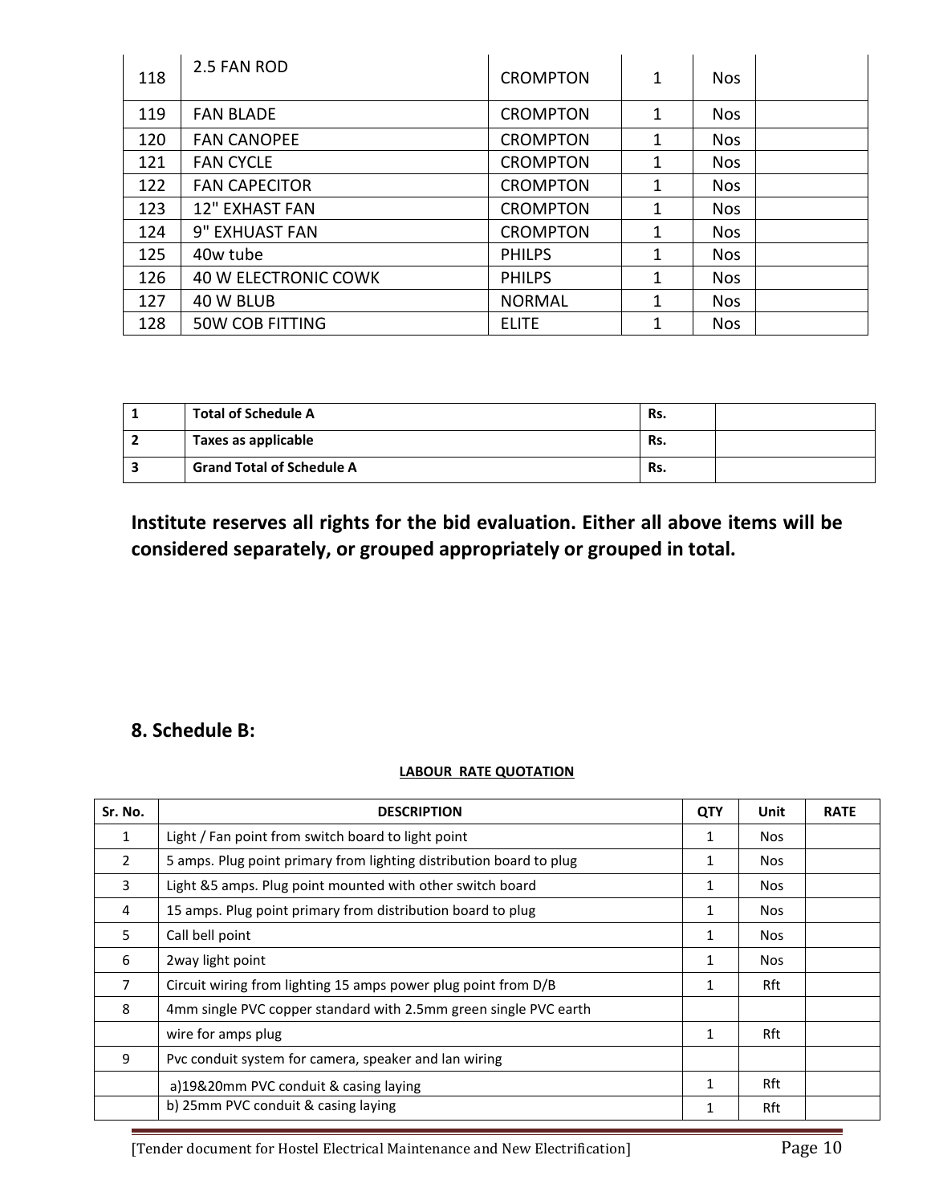| | | | | | |
|---|---|---|---|---|---|
| 118 | 2.5 FAN ROD | CROMPTON | 1 | Nos | |
| 119 | FAN BLADE | CROMPTON | 1 | Nos | |
| 120 | FAN CANOPEE | CROMPTON | 1 | Nos | |
| 121 | FAN CYCLE | CROMPTON | 1 | Nos | |
| 122 | FAN CAPECITOR | CROMPTON | 1 | Nos | |
| 123 | 12" EXHAST FAN | CROMPTON | 1 | Nos | |
| 124 | 9" EXHUAST FAN | CROMPTON | 1 | Nos | |
| 125 | 40w tube | PHILPS | 1 | Nos | |
| 126 | 40 W ELECTRONIC COWK | PHILPS | 1 | Nos | |
| 127 | 40 W BLUB | NORMAL | 1 | Nos | |
| 128 | 50W COB FITTING | ELITE | 1 | Nos | |

| | | | |
|---|---|---|---|
| **1** | **Total of Schedule A** | **Rs.** | |
| **2** | **Taxes as applicable** | **Rs.** | |
| **3** | **Grand Total of Schedule A** | **Rs.** | |

**Institute reserves all rights for the bid evaluation. Either all above items will be considered separately, or grouped appropriately or grouped in total.**

## 8. Schedule B:

**LABOUR RATE QUOTATION**

| Sr. No. | DESCRIPTION | QTY | Unit | RATE |
|---|---|---|---|---|
| 1 | Light / Fan point from switch board to light point | 1 | Nos | |
| 2 | 5 amps. Plug point primary from lighting distribution board to plug | 1 | Nos | |
| 3 | Light &5 amps. Plug point mounted with other switch board | 1 | Nos | |
| 4 | 15 amps. Plug point primary from distribution board to plug | 1 | Nos | |
| 5 | Call bell point | 1 | Nos | |
| 6 | 2way light point | 1 | Nos | |
| 7 | Circuit wiring from lighting 15 amps power plug point from D/B | 1 | Rft | |
| 8 | 4mm single PVC copper standard with 2.5mm green single PVC earth | | | |
| | wire for amps plug | 1 | Rft | |
| 9 | Pvc conduit system for camera, speaker and lan wiring | | | |
| | a)19&20mm PVC conduit & casing laying | 1 | Rft | |
| | b) 25mm PVC conduit & casing laying | 1 | Rft | |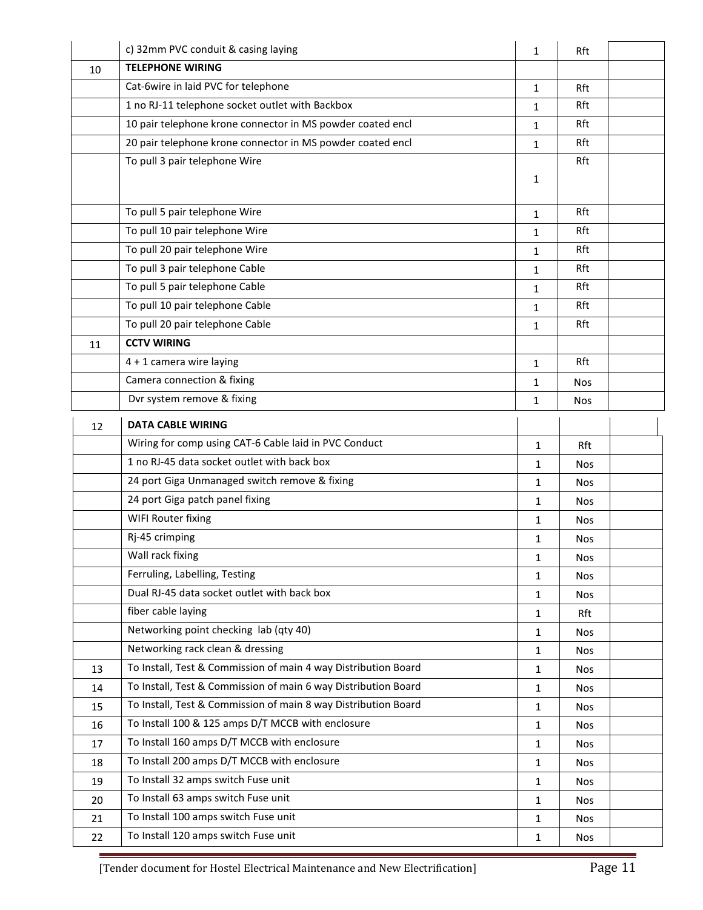| | | | | |
|---|---|---|---|---|
| | c) 32mm PVC conduit & casing laying | 1 | Rft | |
| 10 | **TELEPHONE WIRING** | | | |
| | Cat-6wire in laid PVC for telephone | 1 | Rft | |
| | 1 no RJ-11 telephone socket outlet with Backbox | 1 | Rft | |
| | 10 pair telephone krone connector in MS powder coated encl | 1 | Rft | |
| | 20 pair telephone krone connector in MS powder coated encl | 1 | Rft | |
| | To pull 3 pair telephone Wire | 1 | Rft | |
| | To pull 5 pair telephone Wire | 1 | Rft | |
| | To pull 10 pair telephone Wire | 1 | Rft | |
| | To pull 20 pair telephone Wire | 1 | Rft | |
| | To pull 3 pair telephone Cable | 1 | Rft | |
| | To pull 5 pair telephone Cable | 1 | Rft | |
| | To pull 10 pair telephone Cable | 1 | Rft | |
| | To pull 20 pair telephone Cable | 1 | Rft | |
| 11 | **CCTV WIRING** | | | |
| | 4 + 1 camera wire laying | 1 | Rft | |
| | Camera connection & fixing | 1 | Nos | |
| | Dvr system remove & fixing | 1 | Nos | |
| 12 | **DATA CABLE WIRING** | | | |
| | Wiring for comp using CAT-6 Cable laid in PVC Conduct | 1 | Rft | |
| | 1 no RJ-45 data socket outlet with back box | 1 | Nos | |
| | 24 port Giga Unmanaged switch remove & fixing | 1 | Nos | |
| | 24 port Giga patch panel fixing | 1 | Nos | |
| | WIFI Router fixing | 1 | Nos | |
| | Rj-45 crimping | 1 | Nos | |
| | Wall rack fixing | 1 | Nos | |
| | Ferruling, Labelling, Testing | 1 | Nos | |
| | Dual RJ-45 data socket outlet with back box | 1 | Nos | |
| | fiber cable laying | 1 | Rft | |
| | Networking point checking lab (qty 40) | 1 | Nos | |
| | Networking rack clean & dressing | 1 | Nos | |
| 13 | To Install, Test & Commission of main 4 way Distribution Board | 1 | Nos | |
| 14 | To Install, Test & Commission of main 6 way Distribution Board | 1 | Nos | |
| 15 | To Install, Test & Commission of main 8 way Distribution Board | 1 | Nos | |
| 16 | To Install 100 & 125 amps D/T MCCB with enclosure | 1 | Nos | |
| 17 | To Install 160 amps D/T MCCB with enclosure | 1 | Nos | |
| 18 | To Install 200 amps D/T MCCB with enclosure | 1 | Nos | |
| 19 | To Install 32 amps switch Fuse unit | 1 | Nos | |
| 20 | To Install 63 amps switch Fuse unit | 1 | Nos | |
| 21 | To Install 100 amps switch Fuse unit | 1 | Nos | |
| 22 | To Install 120 amps switch Fuse unit | 1 | Nos | |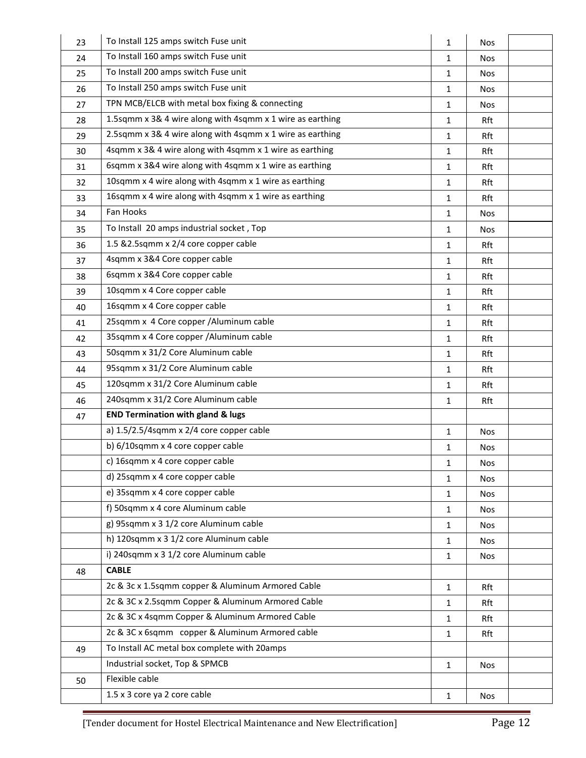| | | | | |
|---|---|---|---|---|
| 23 | To Install 125 amps switch Fuse unit | 1 | Nos | |
| 24 | To Install 160 amps switch Fuse unit | 1 | Nos | |
| 25 | To Install 200 amps switch Fuse unit | 1 | Nos | |
| 26 | To Install 250 amps switch Fuse unit | 1 | Nos | |
| 27 | TPN MCB/ELCB with metal box fixing & connecting | 1 | Nos | |
| 28 | 1.5sqmm x 3& 4 wire along with 4sqmm x 1 wire as earthing | 1 | Rft | |
| 29 | 2.5sqmm x 3& 4 wire along with 4sqmm x 1 wire as earthing | 1 | Rft | |
| 30 | 4sqmm x 3& 4 wire along with 4sqmm x 1 wire as earthing | 1 | Rft | |
| 31 | 6sqmm x 3&4 wire along with 4sqmm x 1 wire as earthing | 1 | Rft | |
| 32 | 10sqmm x 4 wire along with 4sqmm x 1 wire as earthing | 1 | Rft | |
| 33 | 16sqmm x 4 wire along with 4sqmm x 1 wire as earthing | 1 | Rft | |
| 34 | Fan Hooks | 1 | Nos | |
| 35 | To Install 20 amps industrial socket , Top | 1 | Nos | |
| 36 | 1.5 &2.5sqmm x 2/4 core copper cable | 1 | Rft | |
| 37 | 4sqmm x 3&4 Core copper cable | 1 | Rft | |
| 38 | 6sqmm x 3&4 Core copper cable | 1 | Rft | |
| 39 | 10sqmm x 4 Core copper cable | 1 | Rft | |
| 40 | 16sqmm x 4 Core copper cable | 1 | Rft | |
| 41 | 25sqmm x 4 Core copper /Aluminum cable | 1 | Rft | |
| 42 | 35sqmm x 4 Core copper /Aluminum cable | 1 | Rft | |
| 43 | 50sqmm x 31/2 Core Aluminum cable | 1 | Rft | |
| 44 | 95sqmm x 31/2 Core Aluminum cable | 1 | Rft | |
| 45 | 120sqmm x 31/2 Core Aluminum cable | 1 | Rft | |
| 46 | 240sqmm x 31/2 Core Aluminum cable | 1 | Rft | |
| 47 | **END Termination with gland & lugs** | | | |
| | a) 1.5/2.5/4sqmm x 2/4 core copper cable | 1 | Nos | |
| | b) 6/10sqmm x 4 core copper cable | 1 | Nos | |
| | c) 16sqmm x 4 core copper cable | 1 | Nos | |
| | d) 25sqmm x 4 core copper cable | 1 | Nos | |
| | e) 35sqmm x 4 core copper cable | 1 | Nos | |
| | f) 50sqmm x 4 core Aluminum cable | 1 | Nos | |
| | g) 95sqmm x 3 1/2 core Aluminum cable | 1 | Nos | |
| | h) 120sqmm x 3 1/2 core Aluminum cable | 1 | Nos | |
| | i) 240sqmm x 3 1/2 core Aluminum cable | 1 | Nos | |
| 48 | **CABLE** | | | |
| | 2c & 3c x 1.5sqmm copper & Aluminum Armored Cable | 1 | Rft | |
| | 2c & 3C x 2.5sqmm Copper & Aluminum Armored Cable | 1 | Rft | |
| | 2c & 3C x 4sqmm Copper & Aluminum Armored Cable | 1 | Rft | |
| | 2c & 3C x 6sqmm copper & Aluminum Armored cable | 1 | Rft | |
| 49 | To Install AC metal box complete with 20amps | | | |
| | Industrial socket, Top & SPMCB | 1 | Nos | |
| 50 | Flexible cable | | | |
| | 1.5 x 3 core ya 2 core cable | 1 | Nos | |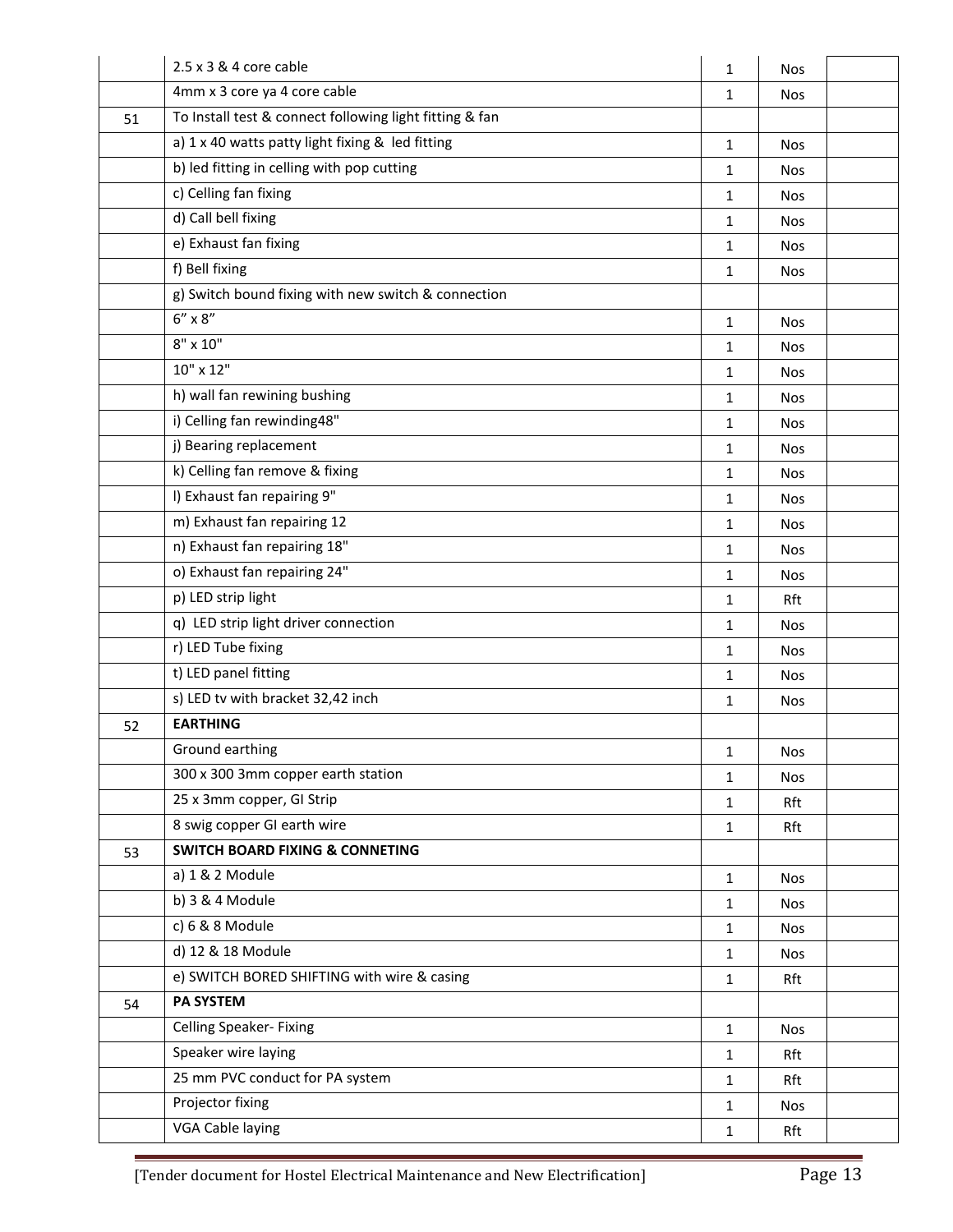| | | | | |
|---|---|---|---|---|
| | 2.5 x 3 & 4 core cable | 1 | Nos | |
| | 4mm x 3 core ya 4 core cable | 1 | Nos | |
| 51 | To Install test & connect following light fitting & fan | | | |
| | a) 1 x 40 watts patty light fixing & led fitting | 1 | Nos | |
| | b) led fitting in celling with pop cutting | 1 | Nos | |
| | c) Celling fan fixing | 1 | Nos | |
| | d) Call bell fixing | 1 | Nos | |
| | e) Exhaust fan fixing | 1 | Nos | |
| | f) Bell fixing | 1 | Nos | |
| | g) Switch bound fixing with new switch & connection | | | |
| | 6" x 8" | 1 | Nos | |
| | 8" x 10" | 1 | Nos | |
| | 10" x 12" | 1 | Nos | |
| | h) wall fan rewining bushing | 1 | Nos | |
| | i) Celling fan rewinding48" | 1 | Nos | |
| | j) Bearing replacement | 1 | Nos | |
| | k) Celling fan remove & fixing | 1 | Nos | |
| | l) Exhaust fan repairing 9" | 1 | Nos | |
| | m) Exhaust fan repairing 12 | 1 | Nos | |
| | n) Exhaust fan repairing 18" | 1 | Nos | |
| | o) Exhaust fan repairing 24" | 1 | Nos | |
| | p) LED strip light | 1 | Rft | |
| | q) LED strip light driver connection | 1 | Nos | |
| | r) LED Tube fixing | 1 | Nos | |
| | t) LED panel fitting | 1 | Nos | |
| | s) LED tv with bracket 32,42 inch | 1 | Nos | |
| 52 | **EARTHING** | | | |
| | Ground earthing | 1 | Nos | |
| | 300 x 300 3mm copper earth station | 1 | Nos | |
| | 25 x 3mm copper, GI Strip | 1 | Rft | |
| | 8 swig copper GI earth wire | 1 | Rft | |
| 53 | **SWITCH BOARD FIXING & CONNETING** | | | |
| | a) 1 & 2 Module | 1 | Nos | |
| | b) 3 & 4 Module | 1 | Nos | |
| | c) 6 & 8 Module | 1 | Nos | |
| | d) 12 & 18 Module | 1 | Nos | |
| | e) SWITCH BORED SHIFTING with wire & casing | 1 | Rft | |
| 54 | **PA SYSTEM** | | | |
| | Celling Speaker- Fixing | 1 | Nos | |
| | Speaker wire laying | 1 | Rft | |
| | 25 mm PVC conduct for PA system | 1 | Rft | |
| | Projector fixing | 1 | Nos | |
| | VGA Cable laying | 1 | Rft | |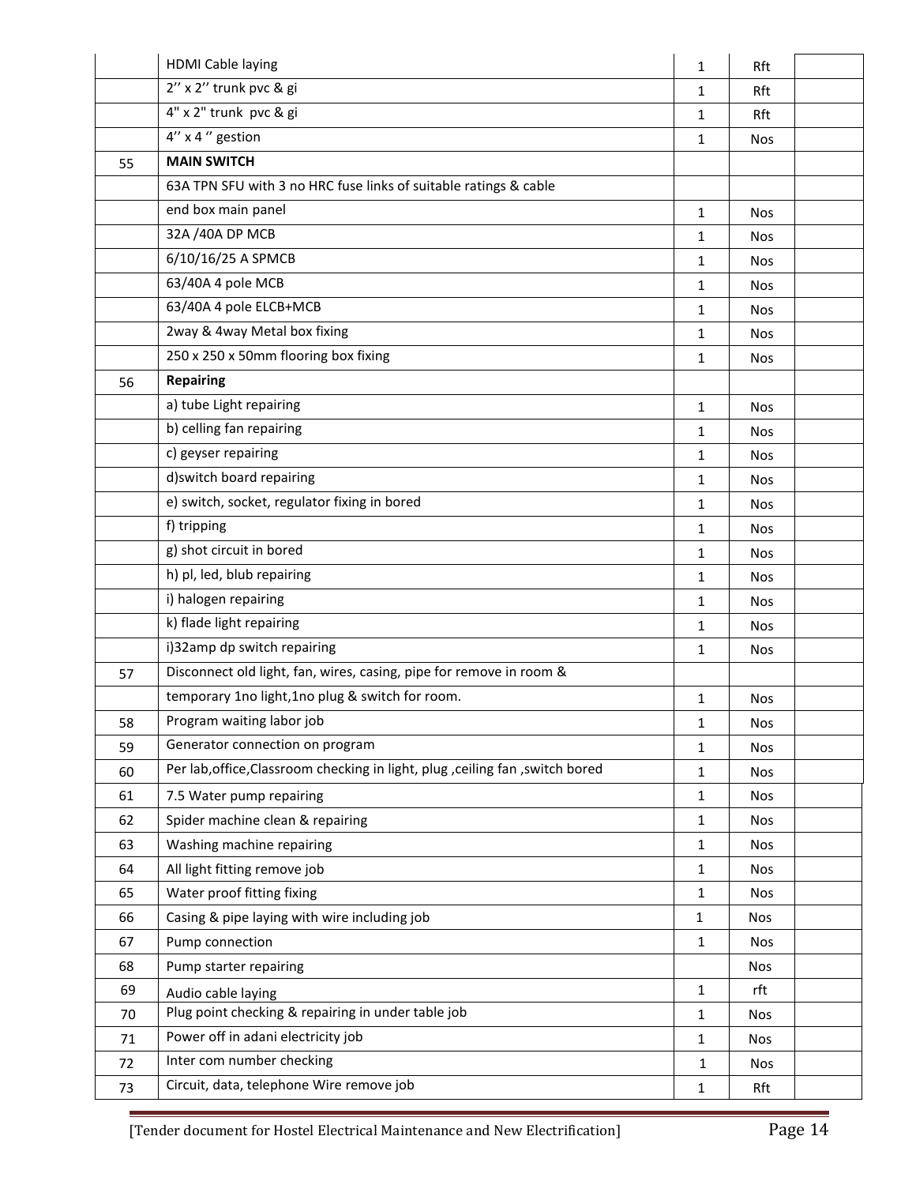|  |  |  |  |  |
|---|---|---|---|---|
|  | HDMI Cable laying | 1 | Rft |  |
|  | 2'' x 2'' trunk pvc & gi | 1 | Rft |  |
|  | 4" x 2" trunk pvc & gi | 1 | Rft |  |
|  | 4'' x 4 '' gestion | 1 | Nos |  |
| 55 | **MAIN SWITCH** |  |  |  |
|  | 63A TPN SFU with 3 no HRC fuse links of suitable ratings & cable |  |  |  |
|  | end box main panel | 1 | Nos |  |
|  | 32A /40A DP MCB | 1 | Nos |  |
|  | 6/10/16/25 A SPMCB | 1 | Nos |  |
|  | 63/40A 4 pole MCB | 1 | Nos |  |
|  | 63/40A 4 pole ELCB+MCB | 1 | Nos |  |
|  | 2way & 4way Metal box fixing | 1 | Nos |  |
|  | 250 x 250 x 50mm flooring box fixing | 1 | Nos |  |
| 56 | **Repairing** |  |  |  |
|  | a) tube Light repairing | 1 | Nos |  |
|  | b) celling fan repairing | 1 | Nos |  |
|  | c) geyser repairing | 1 | Nos |  |
|  | d)switch board repairing | 1 | Nos |  |
|  | e) switch, socket, regulator fixing in bored | 1 | Nos |  |
|  | f) tripping | 1 | Nos |  |
|  | g) shot circuit in bored | 1 | Nos |  |
|  | h) pl, led, blub repairing | 1 | Nos |  |
|  | i) halogen repairing | 1 | Nos |  |
|  | k) flade light repairing | 1 | Nos |  |
|  | i)32amp dp switch repairing | 1 | Nos |  |
| 57 | Disconnect old light, fan, wires, casing, pipe for remove in room & |  |  |  |
|  | temporary 1no light,1no plug & switch for room. | 1 | Nos |  |
| 58 | Program waiting labor job | 1 | Nos |  |
| 59 | Generator connection on program | 1 | Nos |  |
| 60 | Per lab,office,Classroom checking in light, plug ,ceiling fan ,switch bored | 1 | Nos |  |
| 61 | 7.5 Water pump repairing | 1 | Nos |  |
| 62 | Spider machine clean & repairing | 1 | Nos |  |
| 63 | Washing machine repairing | 1 | Nos |  |
| 64 | All light fitting remove job | 1 | Nos |  |
| 65 | Water proof fitting fixing | 1 | Nos |  |
| 66 | Casing & pipe laying with wire including job | 1 | Nos |  |
| 67 | Pump connection | 1 | Nos |  |
| 68 | Pump starter repairing |  | Nos |  |
| 69 | Audio cable laying | 1 | rft |  |
| 70 | Plug point checking & repairing in under table job | 1 | Nos |  |
| 71 | Power off in adani electricity job | 1 | Nos |  |
| 72 | Inter com number checking | 1 | Nos |  |
| 73 | Circuit, data, telephone Wire remove job | 1 | Rft |  |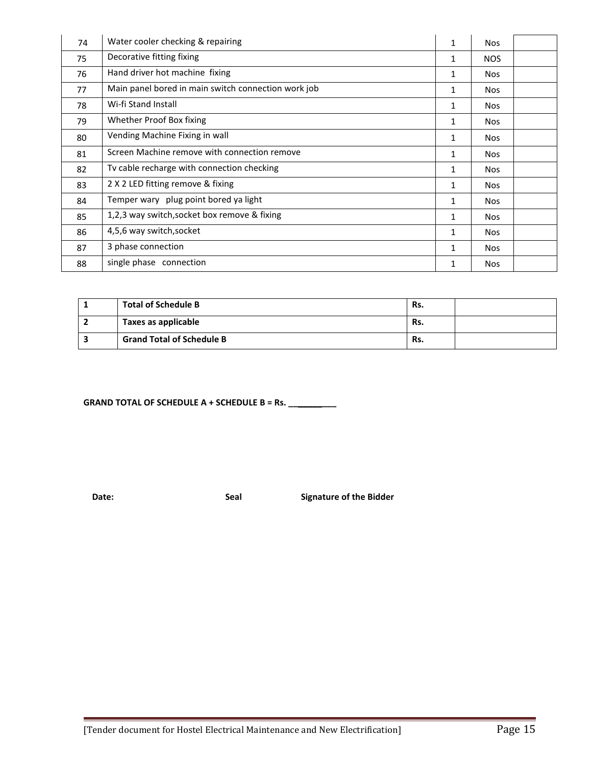| | | | | |
|---|---|---|---|---|
| 74 | Water cooler checking & repairing | 1 | Nos | |
| 75 | Decorative fitting fixing | 1 | NOS | |
| 76 | Hand driver hot machine fixing | 1 | Nos | |
| 77 | Main panel bored in main switch connection work job | 1 | Nos | |
| 78 | Wi-fi Stand Install | 1 | Nos | |
| 79 | Whether Proof Box fixing | 1 | Nos | |
| 80 | Vending Machine Fixing in wall | 1 | Nos | |
| 81 | Screen Machine remove with connection remove | 1 | Nos | |
| 82 | Tv cable recharge with connection checking | 1 | Nos | |
| 83 | 2 X 2 LED fitting remove & fixing | 1 | Nos | |
| 84 | Temper wary plug point bored ya light | 1 | Nos | |
| 85 | 1,2,3 way switch,socket box remove & fixing | 1 | Nos | |
| 86 | 4,5,6 way switch,socket | 1 | Nos | |
| 87 | 3 phase connection | 1 | Nos | |
| 88 | single phase connection | 1 | Nos | |

| | | | |
|---|---|---|---|
| **1** | **Total of Schedule B** | **Rs.** | |
| **2** | **Taxes as applicable** | **Rs.** | |
| **3** | **Grand Total of Schedule B** | **Rs.** | |

**GRAND TOTAL OF SCHEDULE A + SCHEDULE B = Rs. __________**

**Date:** **Seal** **Signature of the Bidder**